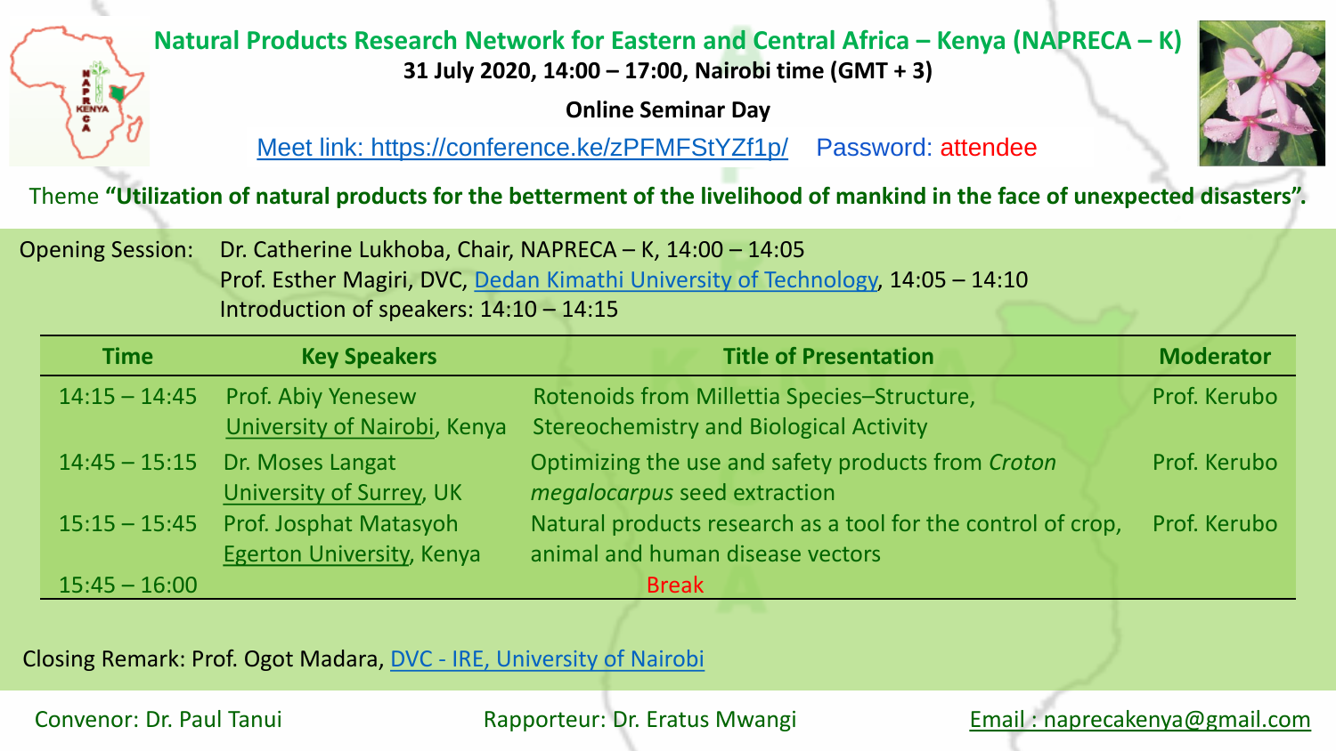# Natural Products Research Network for Eastern and Central Africa – Kenya (NAPRECA – K)

**31 July 2020, 14:00 – 17:00, Nairobi time (GMT + 3)**

**Online Seminar Day**

Meet link: https://conference.ke/zPFMFStYZf1p/ Password: attendee

Theme **"Utilization of natural products for the betterment of the livelihood of mankind in the face of unexpected disasters".**

Opening Session: Dr. Catherine Lukhoba, Chair, NAPRECA – K, 14:00 – 14:05
Prof. Esther Magiri, DVC, Dedan Kimathi University of Technology, 14:05 – 14:10
Introduction of speakers: 14:10 – 14:15

| Time | Key Speakers | Title of Presentation | Moderator |
|---|---|---|---|
| 14:15 – 14:45 | Prof. Abiy Yenesew University of Nairobi, Kenya | Rotenoids from Millettia Species–Structure, Stereochemistry and Biological Activity | Prof. Kerubo |
| 14:45 – 15:15 | Dr. Moses Langat University of Surrey, UK | Optimizing the use and safety products from *Croton megalocarpus* seed extraction | Prof. Kerubo |
| 15:15 – 15:45 | Prof. Josphat Matasyoh Egerton University, Kenya | Natural products research as a tool for the control of crop, animal and human disease vectors | Prof. Kerubo |
| 15:45 – 16:00 | | Break | |

Closing Remark: Prof. Ogot Madara, DVC - IRE, University of Nairobi

Convenor: Dr. Paul Tanui

Rapporteur: Dr. Eratus Mwangi

Email : naprecakenya@gmail.com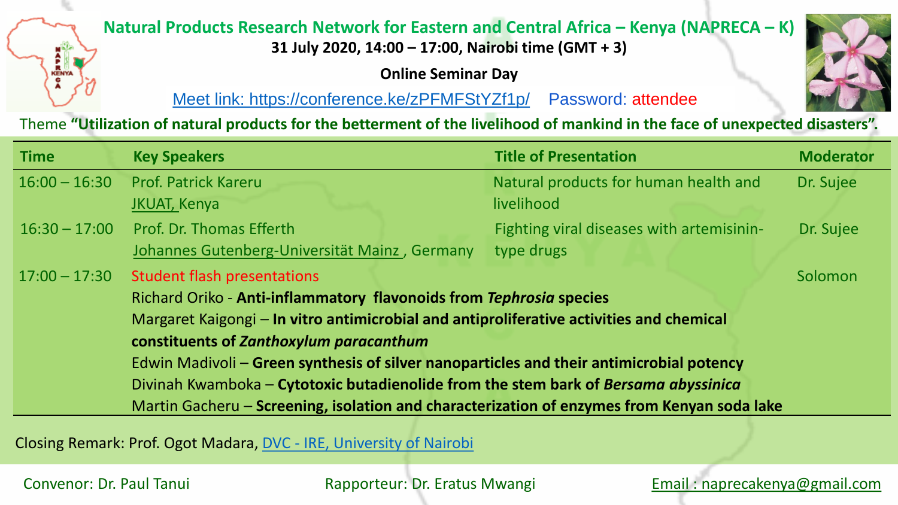# Natural Products Research Network for Eastern and Central Africa – Kenya (NAPRECA – K)

**31 July 2020, 14:00 – 17:00, Nairobi time (GMT + 3)**

**Online Seminar Day**

Meet link: https://conference.ke/zPFMFStYZf1p/ Password: attendee

Theme **"Utilization of natural products for the betterment of the livelihood of mankind in the face of unexpected disasters".**

| Time | Key Speakers | Title of Presentation | Moderator |
|---|---|---|---|
| 16:00 – 16:30 | Prof. Patrick Kareru<br>JKUAT, Kenya | Natural products for human health and livelihood | Dr. Sujee |
| 16:30 – 17:00 | Prof. Dr. Thomas Efferth<br>Johannes Gutenberg-Universität Mainz , Germany | Fighting viral diseases with artemisinin-type drugs | Dr. Sujee |
| 17:00 – 17:30 | Student flash presentations<br>Richard Oriko - **Anti-inflammatory flavonoids from *Tephrosia* species**<br>Margaret Kaigongi – **In vitro antimicrobial and antiproliferative activities and chemical constituents of *Zanthoxylum paracanthum***<br>Edwin Madivoli – **Green synthesis of silver nanoparticles and their antimicrobial potency**<br>Divinah Kwamboka – **Cytotoxic butadienolide from the stem bark of *Bersama abyssinica***<br>Martin Gacheru – **Screening, isolation and characterization of enzymes from Kenyan soda lake** | | Solomon |

Closing Remark: Prof. Ogot Madara, DVC - IRE, University of Nairobi

Convenor: Dr. Paul Tanui

Rapporteur: Dr. Eratus Mwangi

Email : naprecakenya@gmail.com